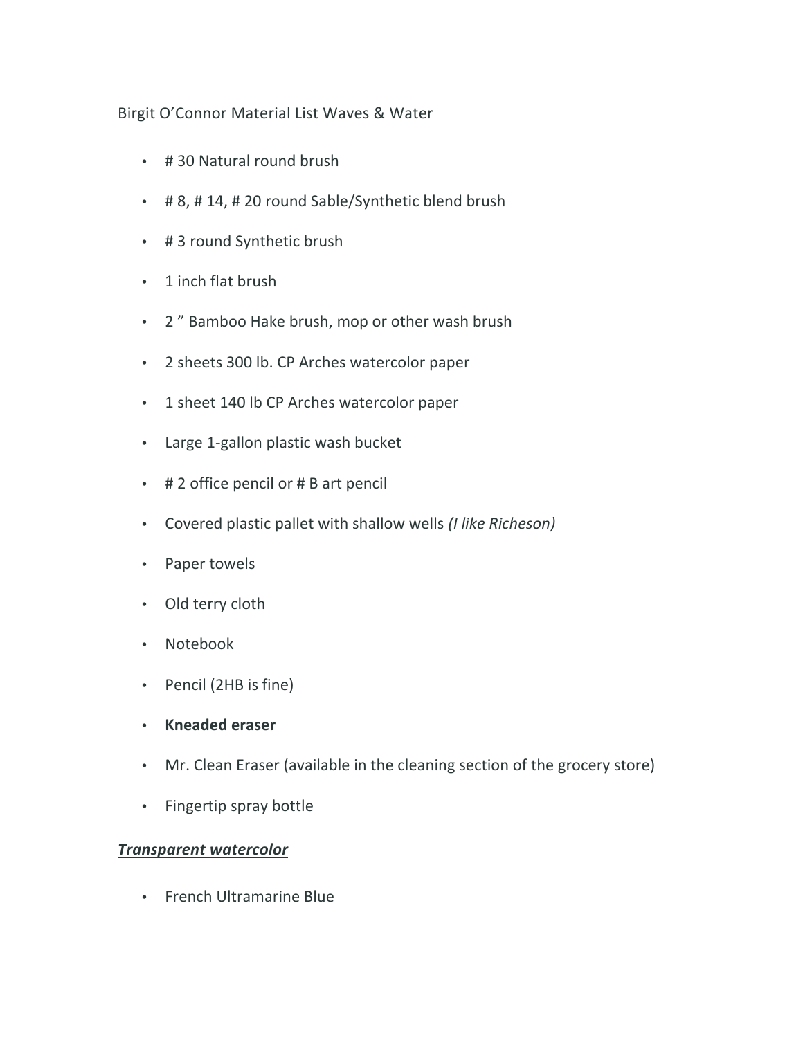Birgit O'Connor Material List Waves & Water

- # 30 Natural round brush
- # 8, # 14, # 20 round Sable/Synthetic blend brush
- # 3 round Synthetic brush
- 1 inch flat brush
- 2 " Bamboo Hake brush, mop or other wash brush
- 2 sheets 300 lb. CP Arches watercolor paper
- 1 sheet 140 lb CP Arches watercolor paper
- Large 1-gallon plastic wash bucket
- # 2 office pencil or # B art pencil
- Covered plastic pallet with shallow wells *(I like Richeson)*
- Paper towels
- Old terry cloth
- Notebook
- Pencil (2HB is fine)
- **Kneaded eraser**
- Mr. Clean Eraser (available in the cleaning section of the grocery store)
- Fingertip spray bottle

***Transparent watercolor***

- French Ultramarine Blue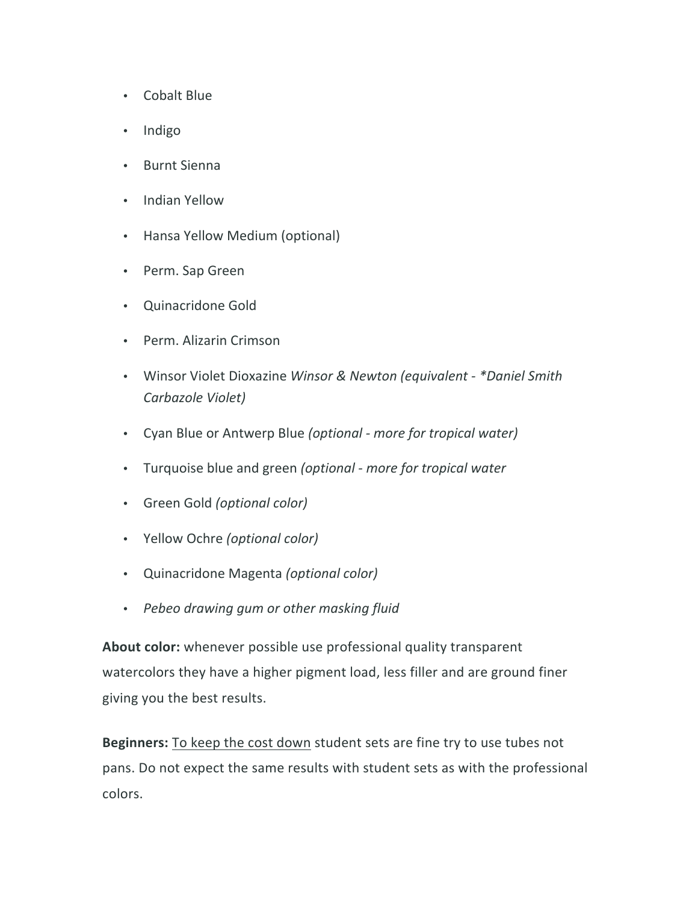- Cobalt Blue
- Indigo
- Burnt Sienna
- Indian Yellow
- Hansa Yellow Medium (optional)
- Perm. Sap Green
- Quinacridone Gold
- Perm. Alizarin Crimson
- Winsor Violet Dioxazine *Winsor & Newton (equivalent - *Daniel Smith Carbazole Violet)*
- Cyan Blue or Antwerp Blue *(optional - more for tropical water)*
- Turquoise blue and green *(optional - more for tropical water*
- Green Gold *(optional color)*
- Yellow Ochre *(optional color)*
- Quinacridone Magenta *(optional color)*
- *Pebeo drawing gum or other masking fluid*

**About color:** whenever possible use professional quality transparent watercolors they have a higher pigment load, less filler and are ground finer giving you the best results.

**Beginners:** <u>To keep the cost down</u> student sets are fine try to use tubes not pans. Do not expect the same results with student sets as with the professional colors.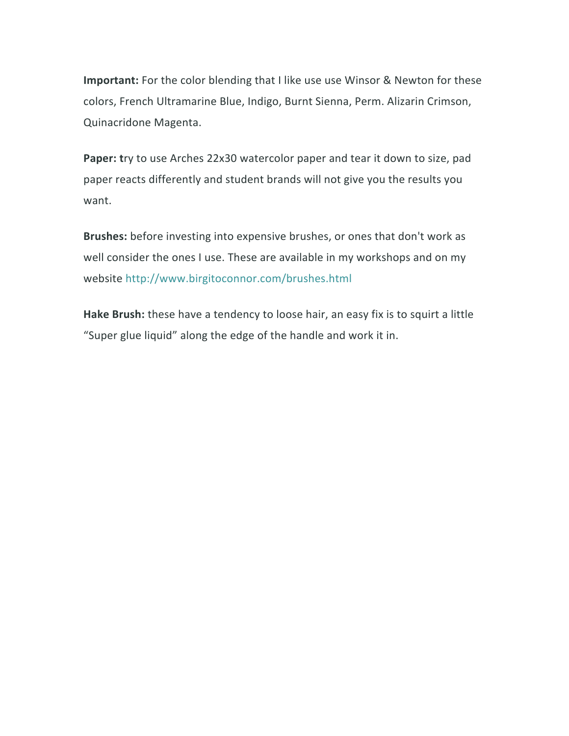**Important:** For the color blending that I like use use Winsor & Newton for these colors, French Ultramarine Blue, Indigo, Burnt Sienna, Perm. Alizarin Crimson, Quinacridone Magenta.

**Paper: t**ry to use Arches 22x30 watercolor paper and tear it down to size, pad paper reacts differently and student brands will not give you the results you want.

**Brushes:** before investing into expensive brushes, or ones that don't work as well consider the ones I use. These are available in my workshops and on my website http://www.birgitoconnor.com/brushes.html

**Hake Brush:** these have a tendency to loose hair, an easy fix is to squirt a little "Super glue liquid" along the edge of the handle and work it in.